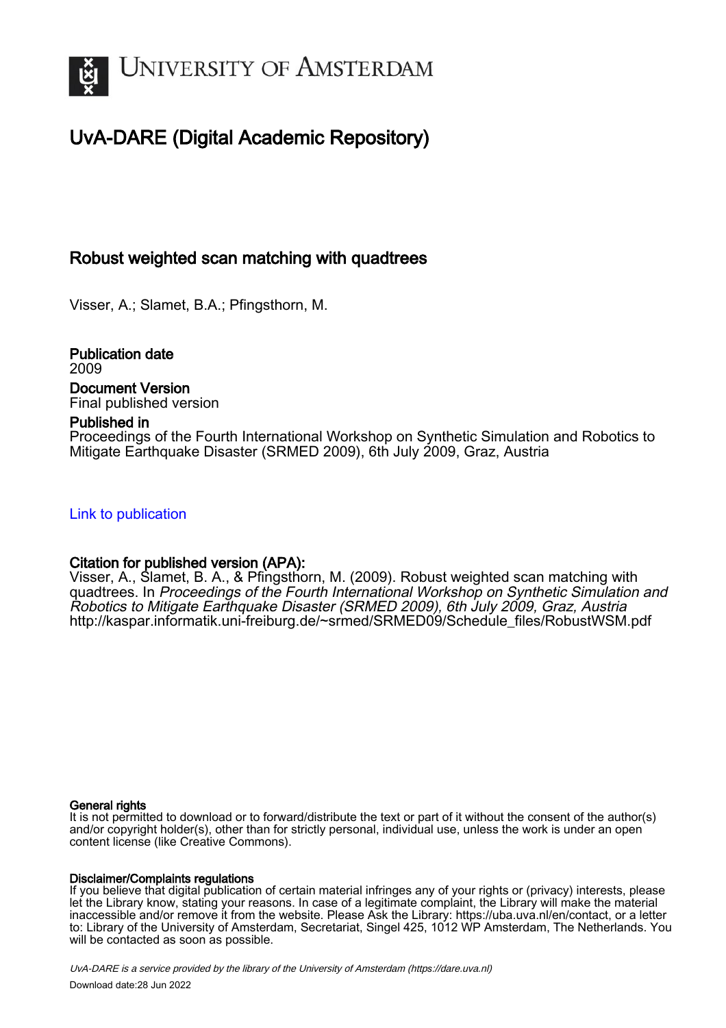# University of Amsterdam

## UvA-DARE (Digital Academic Repository)

## Robust weighted scan matching with quadtrees

Visser, A.; Slamet, B.A.; Pfingsthorn, M.

**Publication date**
2009

**Document Version**
Final published version

**Published in**
Proceedings of the Fourth International Workshop on Synthetic Simulation and Robotics to Mitigate Earthquake Disaster (SRMED 2009), 6th July 2009, Graz, Austria

Link to publication

**Citation for published version (APA):**
Visser, A., Slamet, B. A., & Pfingsthorn, M. (2009). Robust weighted scan matching with quadtrees. In *Proceedings of the Fourth International Workshop on Synthetic Simulation and Robotics to Mitigate Earthquake Disaster (SRMED 2009), 6th July 2009, Graz, Austria* http://kaspar.informatik.uni-freiburg.de/~srmed/SRMED09/Schedule_files/RobustWSM.pdf

**General rights**
It is not permitted to download or to forward/distribute the text or part of it without the consent of the author(s) and/or copyright holder(s), other than for strictly personal, individual use, unless the work is under an open content license (like Creative Commons).

**Disclaimer/Complaints regulations**
If you believe that digital publication of certain material infringes any of your rights or (privacy) interests, please let the Library know, stating your reasons. In case of a legitimate complaint, the Library will make the material inaccessible and/or remove it from the website. Please Ask the Library: https://uba.uva.nl/en/contact, or a letter to: Library of the University of Amsterdam, Secretariat, Singel 425, 1012 WP Amsterdam, The Netherlands. You will be contacted as soon as possible.

*UvA-DARE is a service provided by the library of the University of Amsterdam (https://dare.uva.nl)*

Download date:28 Jun 2022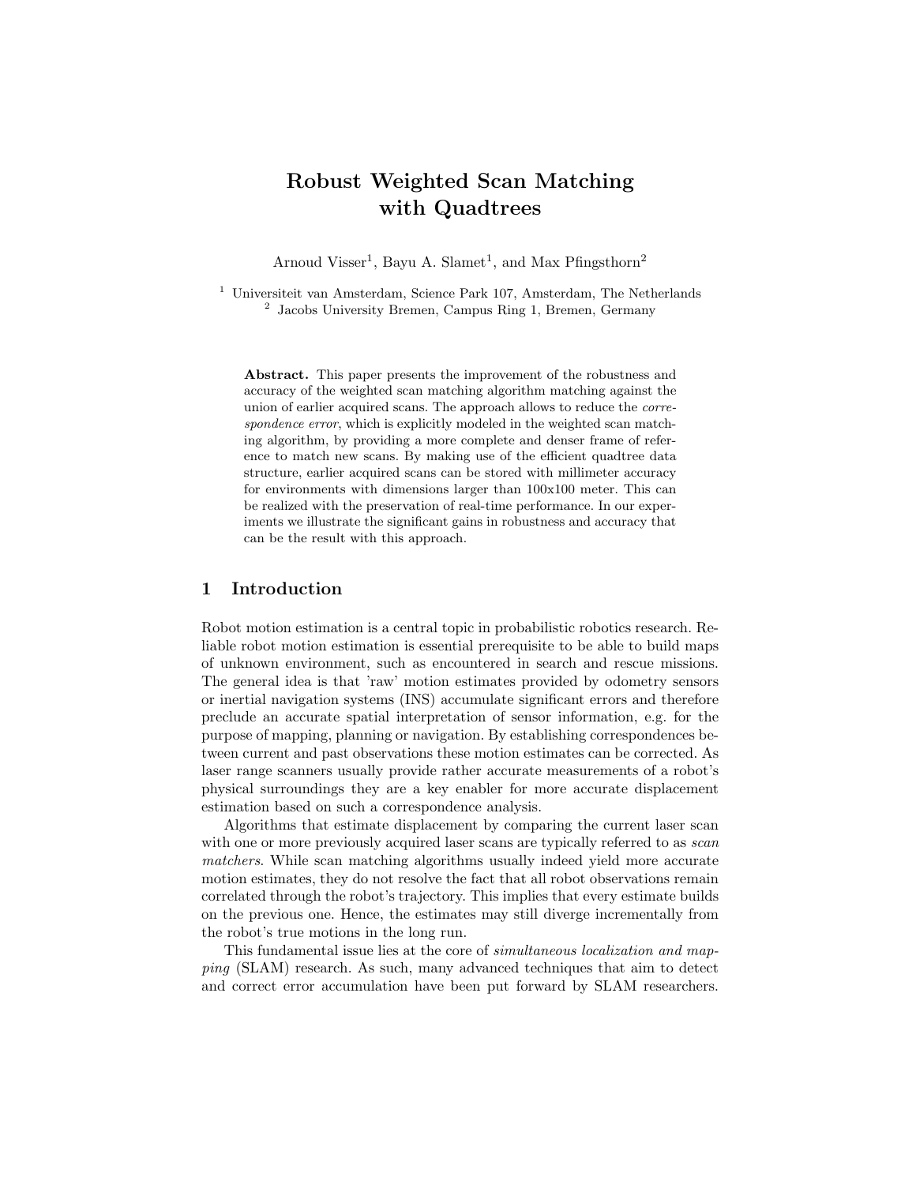# Robust Weighted Scan Matching with Quadtrees

Arnoud Visser[1], Bayu A. Slamet[1], and Max Pfingsthorn[2]

[1] Universiteit van Amsterdam, Science Park 107, Amsterdam, The Netherlands
[2] Jacobs University Bremen, Campus Ring 1, Bremen, Germany

**Abstract.** This paper presents the improvement of the robustness and accuracy of the weighted scan matching algorithm matching against the union of earlier acquired scans. The approach allows to reduce the *correspondence error*, which is explicitly modeled in the weighted scan matching algorithm, by providing a more complete and denser frame of reference to match new scans. By making use of the efficient quadtree data structure, earlier acquired scans can be stored with millimeter accuracy for environments with dimensions larger than 100x100 meter. This can be realized with the preservation of real-time performance. In our experiments we illustrate the significant gains in robustness and accuracy that can be the result with this approach.

## 1 Introduction

Robot motion estimation is a central topic in probabilistic robotics research. Reliable robot motion estimation is essential prerequisite to be able to build maps of unknown environment, such as encountered in search and rescue missions. The general idea is that 'raw' motion estimates provided by odometry sensors or inertial navigation systems (INS) accumulate significant errors and therefore preclude an accurate spatial interpretation of sensor information, e.g. for the purpose of mapping, planning or navigation. By establishing correspondences between current and past observations these motion estimates can be corrected. As laser range scanners usually provide rather accurate measurements of a robot's physical surroundings they are a key enabler for more accurate displacement estimation based on such a correspondence analysis.

Algorithms that estimate displacement by comparing the current laser scan with one or more previously acquired laser scans are typically referred to as *scan matchers*. While scan matching algorithms usually indeed yield more accurate motion estimates, they do not resolve the fact that all robot observations remain correlated through the robot's trajectory. This implies that every estimate builds on the previous one. Hence, the estimates may still diverge incrementally from the robot's true motions in the long run.

This fundamental issue lies at the core of *simultaneous localization and mapping* (SLAM) research. As such, many advanced techniques that aim to detect and correct error accumulation have been put forward by SLAM researchers.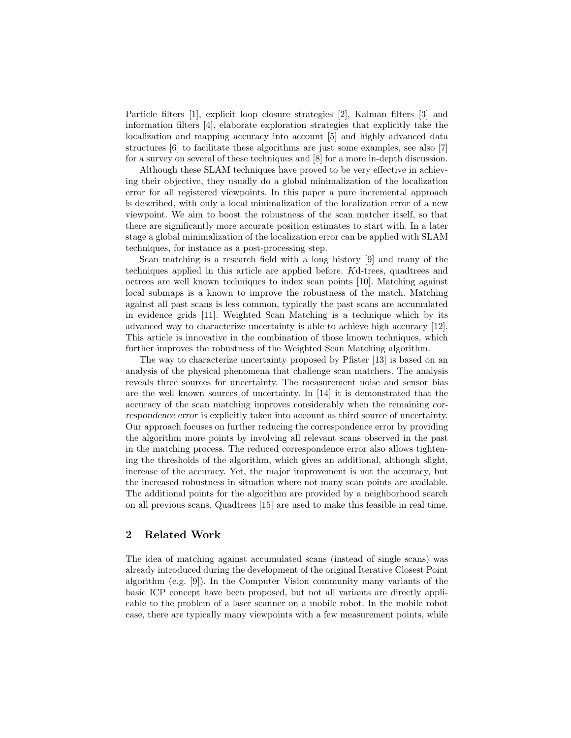Particle filters [1], explicit loop closure strategies [2], Kalman filters [3] and information filters [4], elaborate exploration strategies that explicitly take the localization and mapping accuracy into account [5] and highly advanced data structures [6] to facilitate these algorithms are just some examples, see also [7] for a survey on several of these techniques and [8] for a more in-depth discussion.

Although these SLAM techniques have proved to be very effective in achieving their objective, they usually do a global minimalization of the localization error for all registered viewpoints. In this paper a pure incremental approach is described, with only a local minimalization of the localization error of a new viewpoint. We aim to boost the robustness of the scan matcher itself, so that there are significantly more accurate position estimates to start with. In a later stage a global minimalization of the localization error can be applied with SLAM techniques, for instance as a post-processing step.

Scan matching is a research field with a long history [9] and many of the techniques applied in this article are applied before. *K*d-trees, quadtrees and octrees are well known techniques to index scan points [10]. Matching against local submaps is a known to improve the robustness of the match. Matching against all past scans is less common, typically the past scans are accumulated in evidence grids [11]. Weighted Scan Matching is a technique which by its advanced way to characterize uncertainty is able to achieve high accuracy [12]. This article is innovative in the combination of those known techniques, which further improves the robustness of the Weighted Scan Matching algorithm.

The way to characterize uncertainty proposed by Pfister [13] is based on an analysis of the physical phenomena that challenge scan matchers. The analysis reveals three sources for uncertainty. The measurement noise and sensor bias are the well known sources of uncertainty. In [14] it is demonstrated that the accuracy of the scan matching improves considerably when the remaining *correspondence error* is explicitly taken into account as third source of uncertainty. Our approach focuses on further reducing the correspondence error by providing the algorithm more points by involving all relevant scans observed in the past in the matching process. The reduced correspondence error also allows tightening the thresholds of the algorithm, which gives an additional, although slight, increase of the accuracy. Yet, the major improvement is not the accuracy, but the increased robustness in situation where not many scan points are available. The additional points for the algorithm are provided by a neighborhood search on all previous scans. Quadtrees [15] are used to make this feasible in real time.

## 2 Related Work

The idea of matching against accumulated scans (instead of single scans) was already introduced during the development of the original Iterative Closest Point algorithm (e.g. [9]). In the Computer Vision community many variants of the basic ICP concept have been proposed, but not all variants are directly applicable to the problem of a laser scanner on a mobile robot. In the mobile robot case, there are typically many viewpoints with a few measurement points, while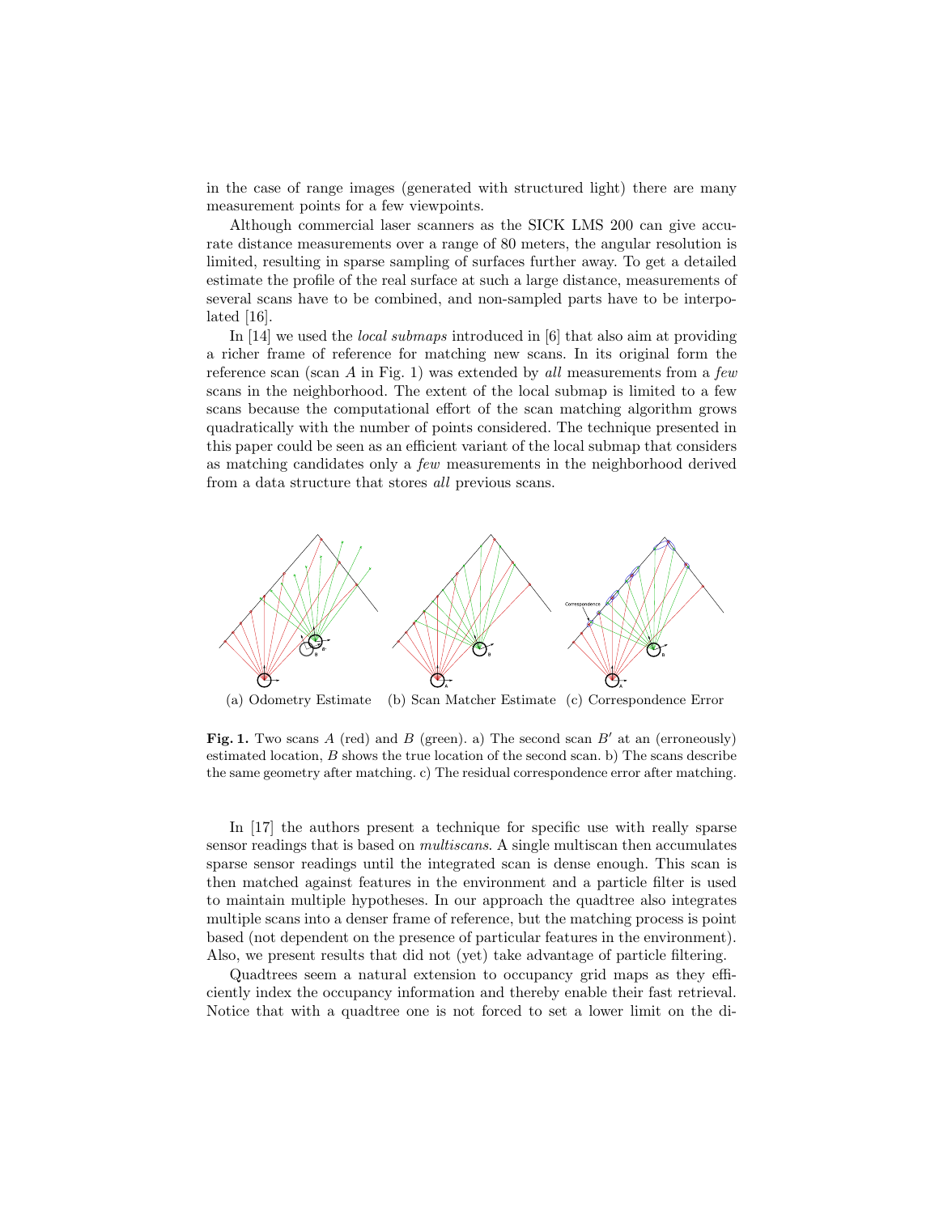in the case of range images (generated with structured light) there are many measurement points for a few viewpoints.

Although commercial laser scanners as the SICK LMS 200 can give accurate distance measurements over a range of 80 meters, the angular resolution is limited, resulting in sparse sampling of surfaces further away. To get a detailed estimate the profile of the real surface at such a large distance, measurements of several scans have to be combined, and non-sampled parts have to be interpolated [16].

In [14] we used the *local submaps* introduced in [6] that also aim at providing a richer frame of reference for matching new scans. In its original form the reference scan (scan $A$ in Fig. 1) was extended by *all* measurements from a *few* scans in the neighborhood. The extent of the local submap is limited to a few scans because the computational effort of the scan matching algorithm grows quadratically with the number of points considered. The technique presented in this paper could be seen as an efficient variant of the local submap that considers as matching candidates only a *few* measurements in the neighborhood derived from a data structure that stores *all* previous scans.

(a) Odometry Estimate (b) Scan Matcher Estimate (c) Correspondence Error

**Fig. 1.** Two scans $A$ (red) and $B$ (green). a) The second scan $B'$ at an (erroneously) estimated location, $B$ shows the true location of the second scan. b) The scans describe the same geometry after matching. c) The residual correspondence error after matching.

In [17] the authors present a technique for specific use with really sparse sensor readings that is based on *multiscans*. A single multiscan then accumulates sparse sensor readings until the integrated scan is dense enough. This scan is then matched against features in the environment and a particle filter is used to maintain multiple hypotheses. In our approach the quadtree also integrates multiple scans into a denser frame of reference, but the matching process is point based (not dependent on the presence of particular features in the environment). Also, we present results that did not (yet) take advantage of particle filtering.

Quadtrees seem a natural extension to occupancy grid maps as they efficiently index the occupancy information and thereby enable their fast retrieval. Notice that with a quadtree one is not forced to set a lower limit on the di-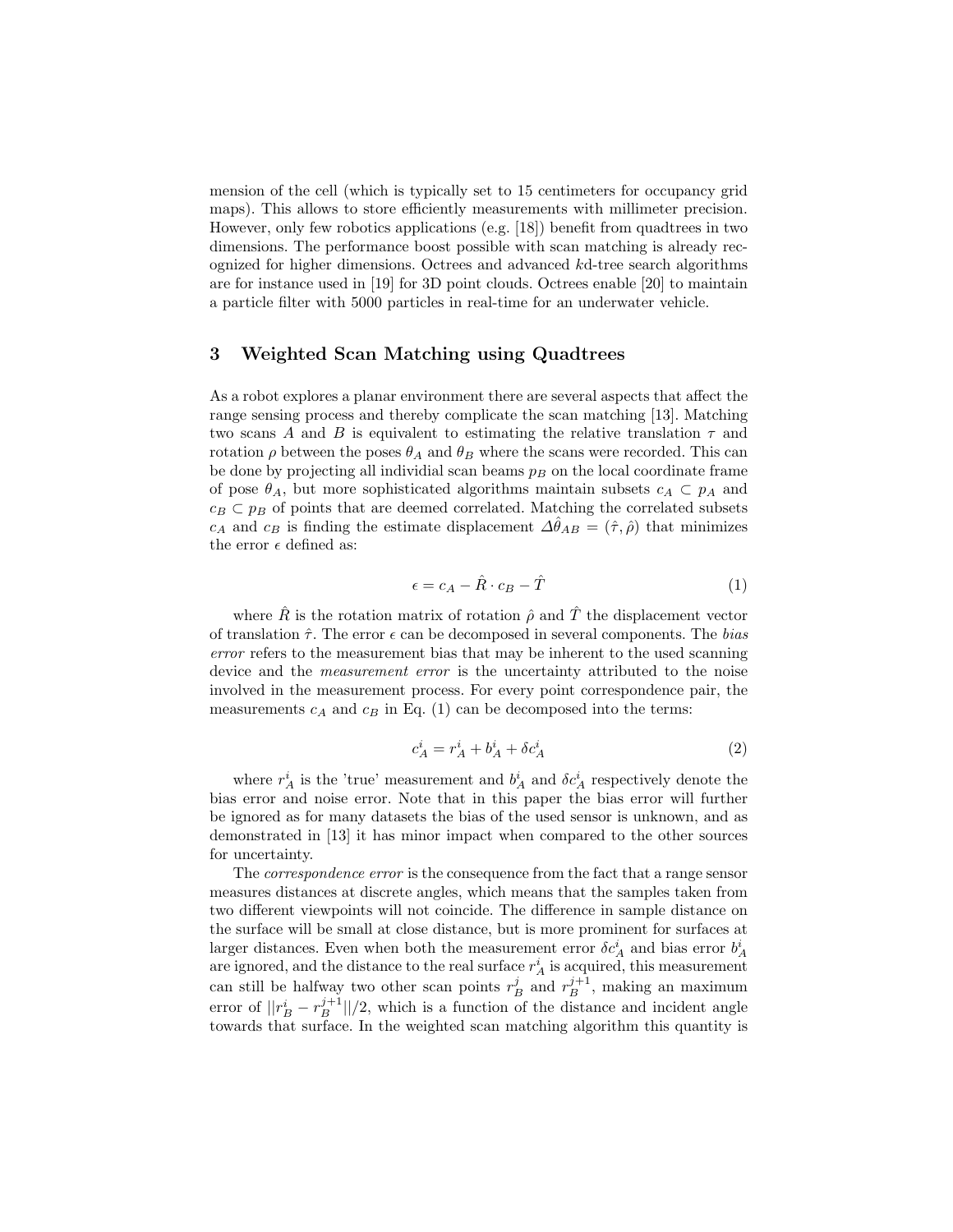mension of the cell (which is typically set to 15 centimeters for occupancy grid maps). This allows to store efficiently measurements with millimeter precision. However, only few robotics applications (e.g. [18]) benefit from quadtrees in two dimensions. The performance boost possible with scan matching is already recognized for higher dimensions. Octrees and advanced $k$d-tree search algorithms are for instance used in [19] for 3D point clouds. Octrees enable [20] to maintain a particle filter with 5000 particles in real-time for an underwater vehicle.

## 3 Weighted Scan Matching using Quadtrees

As a robot explores a planar environment there are several aspects that affect the range sensing process and thereby complicate the scan matching [13]. Matching two scans $A$ and $B$ is equivalent to estimating the relative translation $\tau$ and rotation $\rho$ between the poses $\theta_A$ and $\theta_B$ where the scans were recorded. This can be done by projecting all individial scan beams $p_B$ on the local coordinate frame of pose $\theta_A$, but more sophisticated algorithms maintain subsets $c_A \subset p_A$ and $c_B \subset p_B$ of points that are deemed correlated. Matching the correlated subsets $c_A$ and $c_B$ is finding the estimate displacement $\Delta\hat{\theta}_{AB} = (\hat{\tau}, \hat{\rho})$ that minimizes the error $\epsilon$ defined as:

$$\epsilon = c_A - \hat{R} \cdot c_B - \hat{T} \tag{1}$$

where $\hat{R}$ is the rotation matrix of rotation $\hat{\rho}$ and $\hat{T}$ the displacement vector of translation $\hat{\tau}$. The error $\epsilon$ can be decomposed in several components. The *bias error* refers to the measurement bias that may be inherent to the used scanning device and the *measurement error* is the uncertainty attributed to the noise involved in the measurement process. For every point correspondence pair, the measurements $c_A$ and $c_B$ in Eq. (1) can be decomposed into the terms:

$$c_A^i = r_A^i + b_A^i + \delta c_A^i \tag{2}$$

where $r_A^i$ is the 'true' measurement and $b_A^i$ and $\delta c_A^i$ respectively denote the bias error and noise error. Note that in this paper the bias error will further be ignored as for many datasets the bias of the used sensor is unknown, and as demonstrated in [13] it has minor impact when compared to the other sources for uncertainty.

The *correspondence error* is the consequence from the fact that a range sensor measures distances at discrete angles, which means that the samples taken from two different viewpoints will not coincide. The difference in sample distance on the surface will be small at close distance, but is more prominent for surfaces at larger distances. Even when both the measurement error $\delta c_A^i$ and bias error $b_A^i$ are ignored, and the distance to the real surface $r_A^i$ is acquired, this measurement can still be halfway two other scan points $r_B^j$ and $r_B^{j+1}$, making an maximum error of $||r_B^i - r_B^{j+1}||/2$, which is a function of the distance and incident angle towards that surface. In the weighted scan matching algorithm this quantity is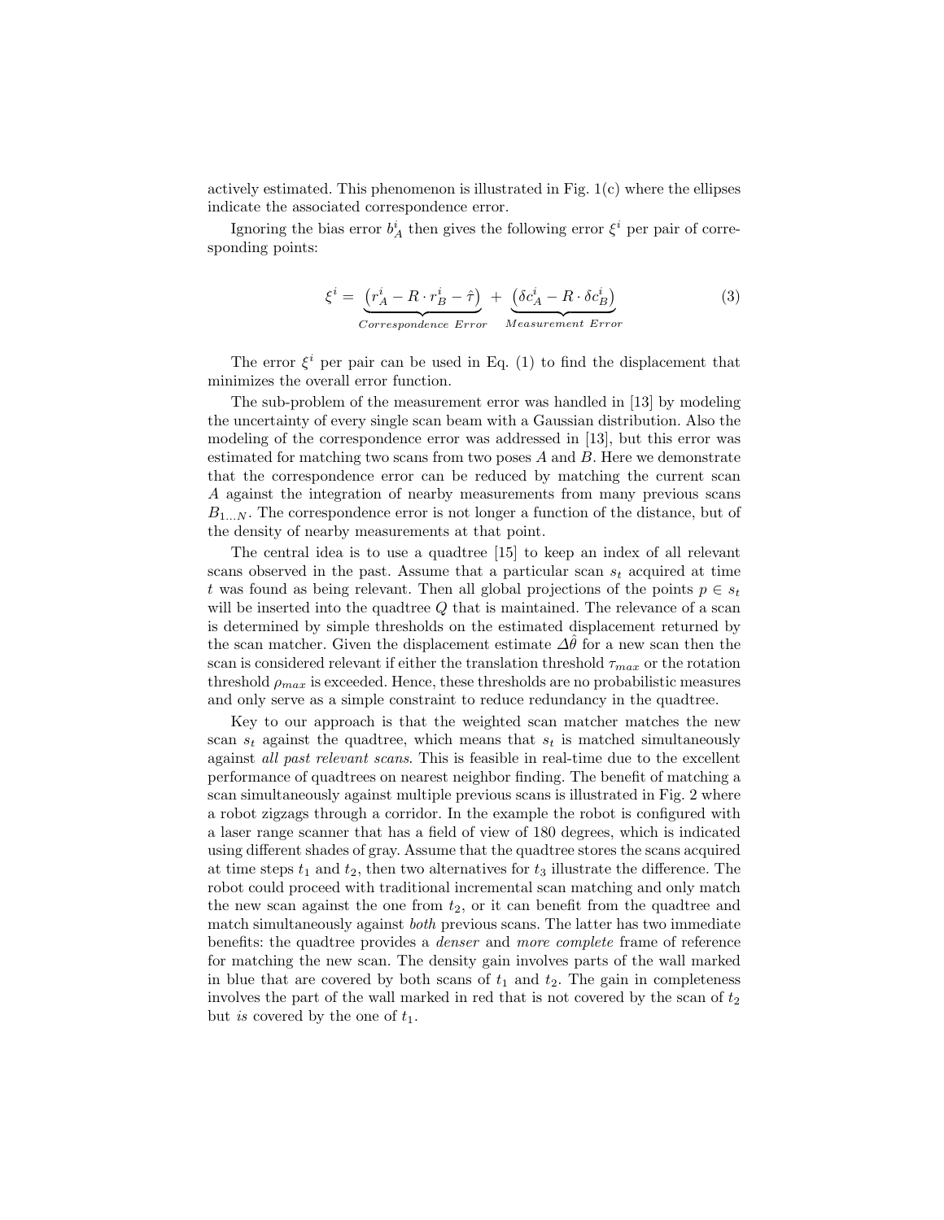actively estimated. This phenomenon is illustrated in Fig. 1(c) where the ellipses indicate the associated correspondence error.

Ignoring the bias error $b_A^i$ then gives the following error $\xi^i$ per pair of corresponding points:

$$\xi^i = \underbrace{\left(r_A^i - R \cdot r_B^i - \hat{\tau}\right)}_{Correspondence\ Error} + \underbrace{\left(\delta c_A^i - R \cdot \delta c_B^i\right)}_{Measurement\ Error} \tag{3}$$

The error $\xi^i$ per pair can be used in Eq. (1) to find the displacement that minimizes the overall error function.

The sub-problem of the measurement error was handled in [13] by modeling the uncertainty of every single scan beam with a Gaussian distribution. Also the modeling of the correspondence error was addressed in [13], but this error was estimated for matching two scans from two poses $A$ and $B$. Here we demonstrate that the correspondence error can be reduced by matching the current scan $A$ against the integration of nearby measurements from many previous scans $B_{1...N}$. The correspondence error is not longer a function of the distance, but of the density of nearby measurements at that point.

The central idea is to use a quadtree [15] to keep an index of all relevant scans observed in the past. Assume that a particular scan $s_t$ acquired at time $t$ was found as being relevant. Then all global projections of the points $p \in s_t$ will be inserted into the quadtree $Q$ that is maintained. The relevance of a scan is determined by simple thresholds on the estimated displacement returned by the scan matcher. Given the displacement estimate $\Delta\hat{\theta}$ for a new scan then the scan is considered relevant if either the translation threshold $\tau_{max}$ or the rotation threshold $\rho_{max}$ is exceeded. Hence, these thresholds are no probabilistic measures and only serve as a simple constraint to reduce redundancy in the quadtree.

Key to our approach is that the weighted scan matcher matches the new scan $s_t$ against the quadtree, which means that $s_t$ is matched simultaneously against *all past relevant scans*. This is feasible in real-time due to the excellent performance of quadtrees on nearest neighbor finding. The benefit of matching a scan simultaneously against multiple previous scans is illustrated in Fig. 2 where a robot zigzags through a corridor. In the example the robot is configured with a laser range scanner that has a field of view of 180 degrees, which is indicated using different shades of gray. Assume that the quadtree stores the scans acquired at time steps $t_1$ and $t_2$, then two alternatives for $t_3$ illustrate the difference. The robot could proceed with traditional incremental scan matching and only match the new scan against the one from $t_2$, or it can benefit from the quadtree and match simultaneously against *both* previous scans. The latter has two immediate benefits: the quadtree provides a *denser* and *more complete* frame of reference for matching the new scan. The density gain involves parts of the wall marked in blue that are covered by both scans of $t_1$ and $t_2$. The gain in completeness involves the part of the wall marked in red that is not covered by the scan of $t_2$ but *is* covered by the one of $t_1$.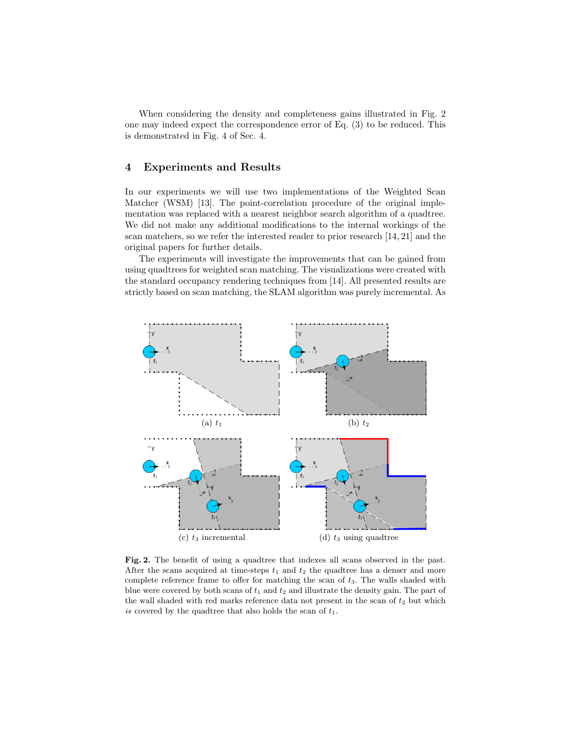When considering the density and completeness gains illustrated in Fig. 2 one may indeed expect the correspondence error of Eq. (3) to be reduced. This is demonstrated in Fig. 4 of Sec. 4.

## 4 Experiments and Results

In our experiments we will use two implementations of the Weighted Scan Matcher (WSM) [13]. The point-correlation procedure of the original implementation was replaced with a nearest neighbor search algorithm of a quadtree. We did not make any additional modifications to the internal workings of the scan matchers, so we refer the interested reader to prior research [14, 21] and the original papers for further details.

The experiments will investigate the improvements that can be gained from using quadtrees for weighted scan matching. The visualizations were created with the standard occupancy rendering techniques from [14]. All presented results are strictly based on scan matching, the SLAM algorithm was purely incremental. As

(a) $t_1$

(b) $t_2$

(c) $t_3$ incremental

(d) $t_3$ using quadtree

**Fig. 2.** The benefit of using a quadtree that indexes all scans observed in the past. After the scans acquired at time-steps $t_1$ and $t_2$ the quadtree has a denser and more complete reference frame to offer for matching the scan of $t_3$. The walls shaded with blue were covered by both scans of $t_1$ and $t_2$ and illustrate the density gain. The part of the wall shaded with red marks reference data not present in the scan of $t_2$ but which *is* covered by the quadtree that also holds the scan of $t_1$.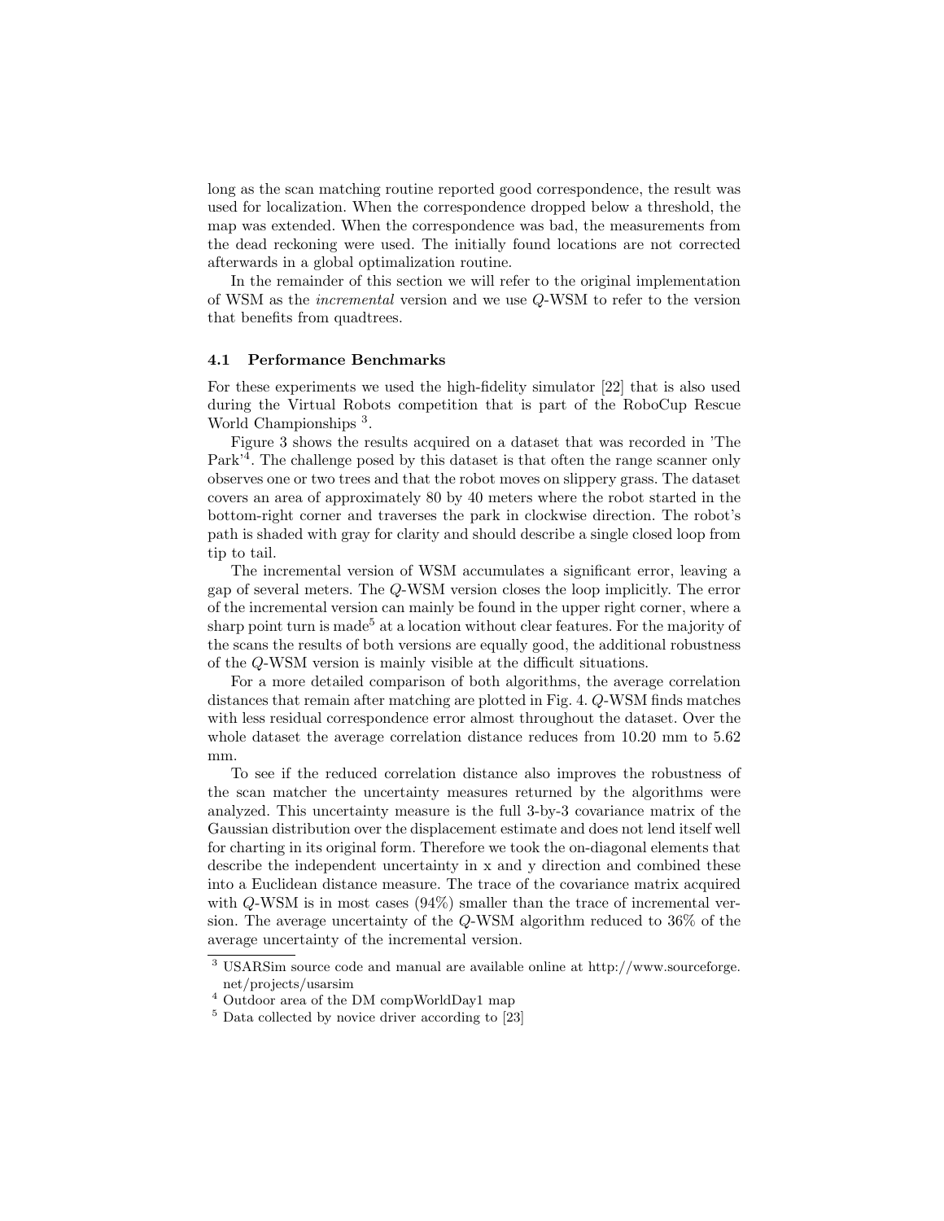long as the scan matching routine reported good correspondence, the result was used for localization. When the correspondence dropped below a threshold, the map was extended. When the correspondence was bad, the measurements from the dead reckoning were used. The initially found locations are not corrected afterwards in a global optimalization routine.

In the remainder of this section we will refer to the original implementation of WSM as the *incremental* version and we use *Q*-WSM to refer to the version that benefits from quadtrees.

### 4.1 Performance Benchmarks

For these experiments we used the high-fidelity simulator [22] that is also used during the Virtual Robots competition that is part of the RoboCup Rescue World Championships [3].

Figure 3 shows the results acquired on a dataset that was recorded in 'The Park'[4]. The challenge posed by this dataset is that often the range scanner only observes one or two trees and that the robot moves on slippery grass. The dataset covers an area of approximately 80 by 40 meters where the robot started in the bottom-right corner and traverses the park in clockwise direction. The robot's path is shaded with gray for clarity and should describe a single closed loop from tip to tail.

The incremental version of WSM accumulates a significant error, leaving a gap of several meters. The *Q*-WSM version closes the loop implicitly. The error of the incremental version can mainly be found in the upper right corner, where a sharp point turn is made[5] at a location without clear features. For the majority of the scans the results of both versions are equally good, the additional robustness of the *Q*-WSM version is mainly visible at the difficult situations.

For a more detailed comparison of both algorithms, the average correlation distances that remain after matching are plotted in Fig. 4. *Q*-WSM finds matches with less residual correspondence error almost throughout the dataset. Over the whole dataset the average correlation distance reduces from 10.20 mm to 5.62 mm.

To see if the reduced correlation distance also improves the robustness of the scan matcher the uncertainty measures returned by the algorithms were analyzed. This uncertainty measure is the full 3-by-3 covariance matrix of the Gaussian distribution over the displacement estimate and does not lend itself well for charting in its original form. Therefore we took the on-diagonal elements that describe the independent uncertainty in x and y direction and combined these into a Euclidean distance measure. The trace of the covariance matrix acquired with *Q*-WSM is in most cases (94%) smaller than the trace of incremental version. The average uncertainty of the *Q*-WSM algorithm reduced to 36% of the average uncertainty of the incremental version.

---

[3] USARSim source code and manual are available online at http://www.sourceforge.net/projects/usarsim

[4] Outdoor area of the DM compWorldDay1 map

[5] Data collected by novice driver according to [23]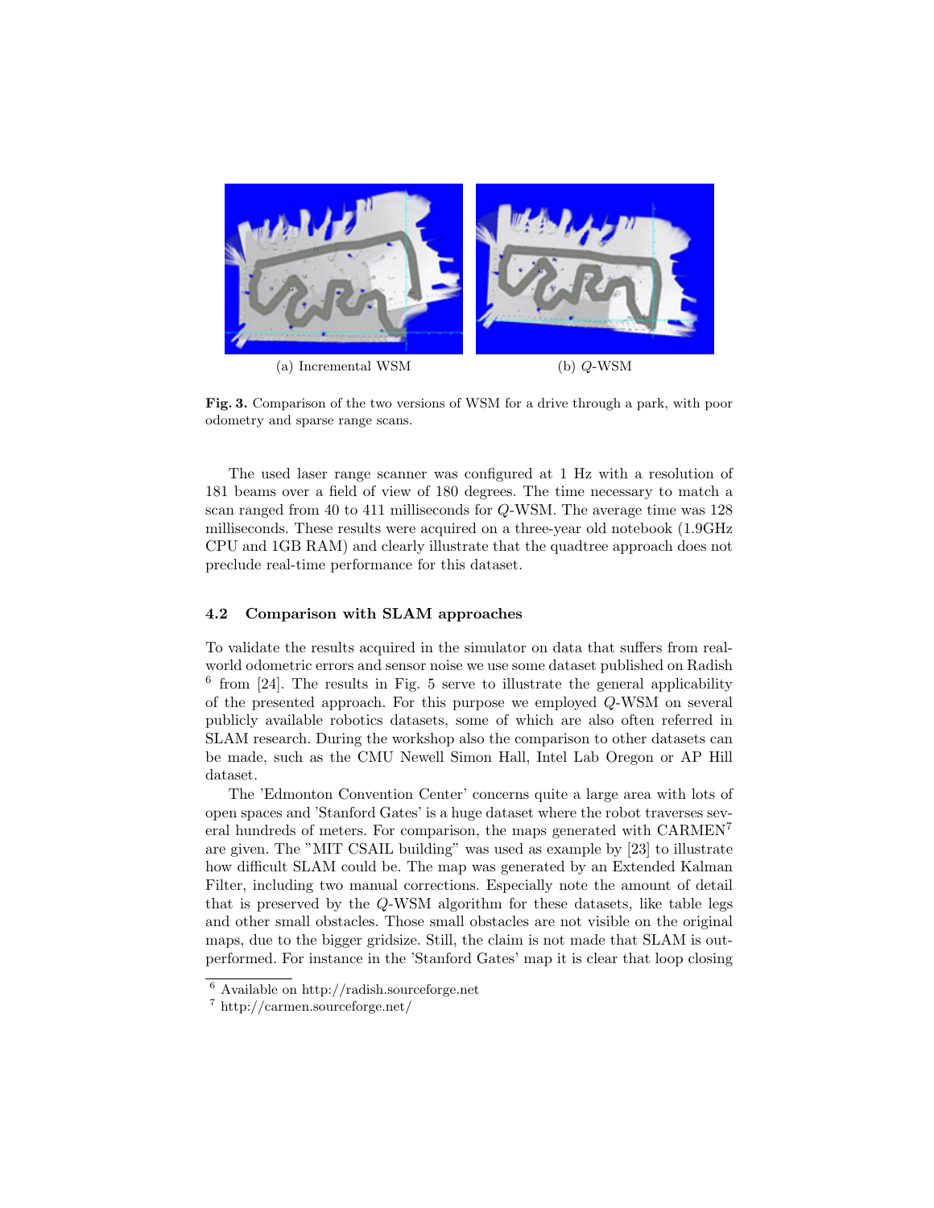(a) Incremental WSM

(b) $Q$-WSM

**Fig. 3.** Comparison of the two versions of WSM for a drive through a park, with poor odometry and sparse range scans.

The used laser range scanner was configured at 1 Hz with a resolution of 181 beams over a field of view of 180 degrees. The time necessary to match a scan ranged from 40 to 411 milliseconds for $Q$-WSM. The average time was 128 milliseconds. These results were acquired on a three-year old notebook (1.9GHz CPU and 1GB RAM) and clearly illustrate that the quadtree approach does not preclude real-time performance for this dataset.

### 4.2 Comparison with SLAM approaches

To validate the results acquired in the simulator on data that suffers from real-world odometric errors and sensor noise we use some dataset published on Radish [6] from [24]. The results in Fig. 5 serve to illustrate the general applicability of the presented approach. For this purpose we employed $Q$-WSM on several publicly available robotics datasets, some of which are also often referred in SLAM research. During the workshop also the comparison to other datasets can be made, such as the CMU Newell Simon Hall, Intel Lab Oregon or AP Hill dataset.

The 'Edmonton Convention Center' concerns quite a large area with lots of open spaces and 'Stanford Gates' is a huge dataset where the robot traverses several hundreds of meters. For comparison, the maps generated with CARMEN[7] are given. The "MIT CSAIL building" was used as example by [23] to illustrate how difficult SLAM could be. The map was generated by an Extended Kalman Filter, including two manual corrections. Especially note the amount of detail that is preserved by the $Q$-WSM algorithm for these datasets, like table legs and other small obstacles. Those small obstacles are not visible on the original maps, due to the bigger gridsize. Still, the claim is not made that SLAM is outperformed. For instance in the 'Stanford Gates' map it is clear that loop closing

[6] Available on http://radish.sourceforge.net

[7] http://carmen.sourceforge.net/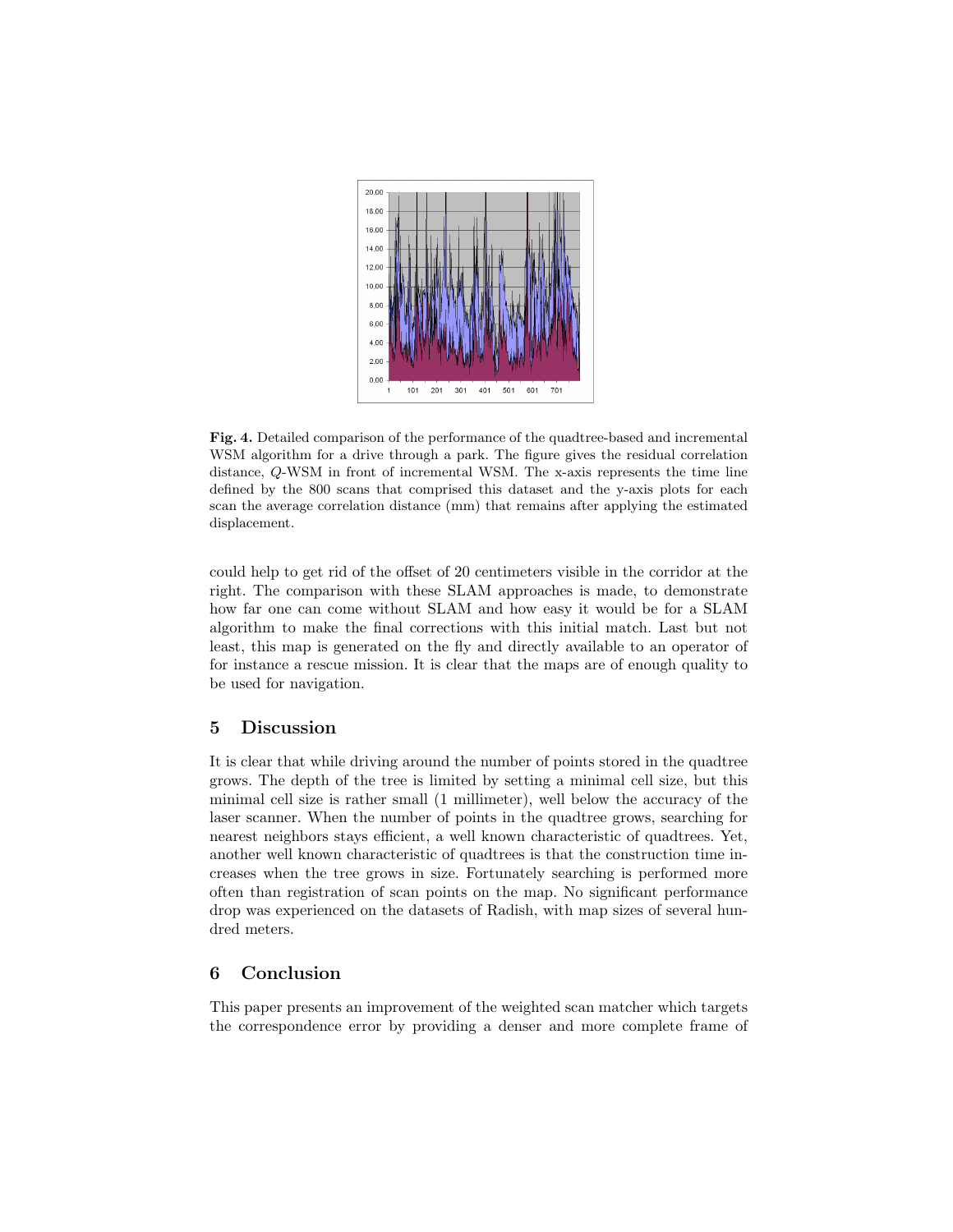**Fig. 4.** Detailed comparison of the performance of the quadtree-based and incremental WSM algorithm for a drive through a park. The figure gives the residual correlation distance, $Q$-WSM in front of incremental WSM. The x-axis represents the time line defined by the 800 scans that comprised this dataset and the y-axis plots for each scan the average correlation distance (mm) that remains after applying the estimated displacement.

could help to get rid of the offset of 20 centimeters visible in the corridor at the right. The comparison with these SLAM approaches is made, to demonstrate how far one can come without SLAM and how easy it would be for a SLAM algorithm to make the final corrections with this initial match. Last but not least, this map is generated on the fly and directly available to an operator of for instance a rescue mission. It is clear that the maps are of enough quality to be used for navigation.

## 5 Discussion

It is clear that while driving around the number of points stored in the quadtree grows. The depth of the tree is limited by setting a minimal cell size, but this minimal cell size is rather small (1 millimeter), well below the accuracy of the laser scanner. When the number of points in the quadtree grows, searching for nearest neighbors stays efficient, a well known characteristic of quadtrees. Yet, another well known characteristic of quadtrees is that the construction time increases when the tree grows in size. Fortunately searching is performed more often than registration of scan points on the map. No significant performance drop was experienced on the datasets of Radish, with map sizes of several hundred meters.

## 6 Conclusion

This paper presents an improvement of the weighted scan matcher which targets the correspondence error by providing a denser and more complete frame of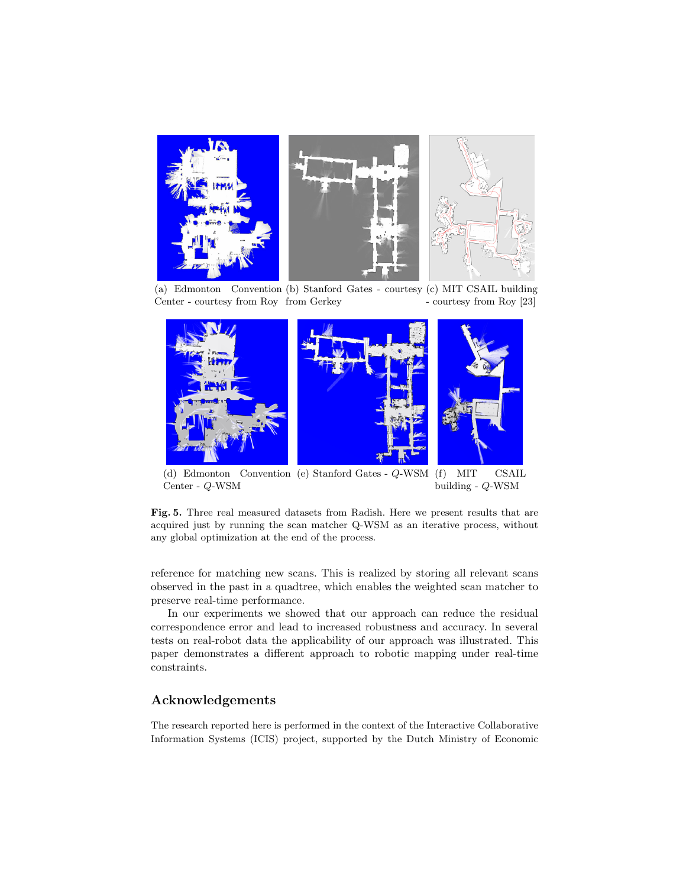(a) Edmonton Convention Center - courtesy from Roy

(b) Stanford Gates - courtesy from Gerkey

(c) MIT CSAIL building - courtesy from Roy [23]

(d) Edmonton Convention Center - $Q$-WSM

(e) Stanford Gates - $Q$-WSM

(f) MIT CSAIL building - $Q$-WSM

**Fig. 5.** Three real measured datasets from Radish. Here we present results that are acquired just by running the scan matcher Q-WSM as an iterative process, without any global optimization at the end of the process.

reference for matching new scans. This is realized by storing all relevant scans observed in the past in a quadtree, which enables the weighted scan matcher to preserve real-time performance.

In our experiments we showed that our approach can reduce the residual correspondence error and lead to increased robustness and accuracy. In several tests on real-robot data the applicability of our approach was illustrated. This paper demonstrates a different approach to robotic mapping under real-time constraints.

## Acknowledgements

The research reported here is performed in the context of the Interactive Collaborative Information Systems (ICIS) project, supported by the Dutch Ministry of Economic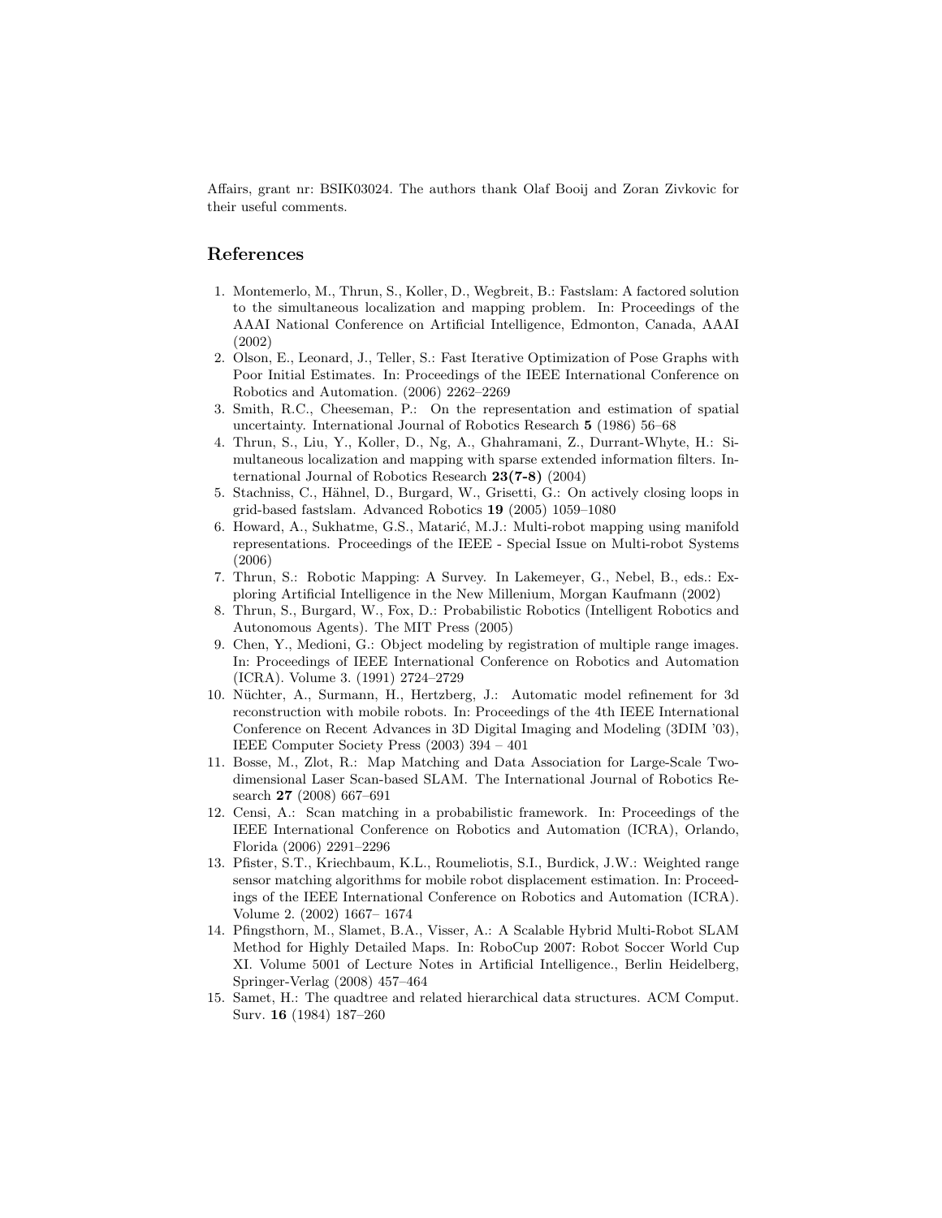Affairs, grant nr: BSIK03024. The authors thank Olaf Booij and Zoran Zivkovic for their useful comments.

## References

1. Montemerlo, M., Thrun, S., Koller, D., Wegbreit, B.: Fastslam: A factored solution to the simultaneous localization and mapping problem. In: Proceedings of the AAAI National Conference on Artificial Intelligence, Edmonton, Canada, AAAI (2002)
2. Olson, E., Leonard, J., Teller, S.: Fast Iterative Optimization of Pose Graphs with Poor Initial Estimates. In: Proceedings of the IEEE International Conference on Robotics and Automation. (2006) 2262–2269
3. Smith, R.C., Cheeseman, P.: On the representation and estimation of spatial uncertainty. International Journal of Robotics Research **5** (1986) 56–68
4. Thrun, S., Liu, Y., Koller, D., Ng, A., Ghahramani, Z., Durrant-Whyte, H.: Simultaneous localization and mapping with sparse extended information filters. International Journal of Robotics Research **23(7-8)** (2004)
5. Stachniss, C., Hähnel, D., Burgard, W., Grisetti, G.: On actively closing loops in grid-based fastslam. Advanced Robotics **19** (2005) 1059–1080
6. Howard, A., Sukhatme, G.S., Matarić, M.J.: Multi-robot mapping using manifold representations. Proceedings of the IEEE - Special Issue on Multi-robot Systems (2006)
7. Thrun, S.: Robotic Mapping: A Survey. In Lakemeyer, G., Nebel, B., eds.: Exploring Artificial Intelligence in the New Millenium, Morgan Kaufmann (2002)
8. Thrun, S., Burgard, W., Fox, D.: Probabilistic Robotics (Intelligent Robotics and Autonomous Agents). The MIT Press (2005)
9. Chen, Y., Medioni, G.: Object modeling by registration of multiple range images. In: Proceedings of IEEE International Conference on Robotics and Automation (ICRA). Volume 3. (1991) 2724–2729
10. Nüchter, A., Surmann, H., Hertzberg, J.: Automatic model refinement for 3d reconstruction with mobile robots. In: Proceedings of the 4th IEEE International Conference on Recent Advances in 3D Digital Imaging and Modeling (3DIM '03), IEEE Computer Society Press (2003) 394 – 401
11. Bosse, M., Zlot, R.: Map Matching and Data Association for Large-Scale Two-dimensional Laser Scan-based SLAM. The International Journal of Robotics Research **27** (2008) 667–691
12. Censi, A.: Scan matching in a probabilistic framework. In: Proceedings of the IEEE International Conference on Robotics and Automation (ICRA), Orlando, Florida (2006) 2291–2296
13. Pfister, S.T., Kriechbaum, K.L., Roumeliotis, S.I., Burdick, J.W.: Weighted range sensor matching algorithms for mobile robot displacement estimation. In: Proceedings of the IEEE International Conference on Robotics and Automation (ICRA). Volume 2. (2002) 1667– 1674
14. Pfingsthorn, M., Slamet, B.A., Visser, A.: A Scalable Hybrid Multi-Robot SLAM Method for Highly Detailed Maps. In: RoboCup 2007: Robot Soccer World Cup XI. Volume 5001 of Lecture Notes in Artificial Intelligence., Berlin Heidelberg, Springer-Verlag (2008) 457–464
15. Samet, H.: The quadtree and related hierarchical data structures. ACM Comput. Surv. **16** (1984) 187–260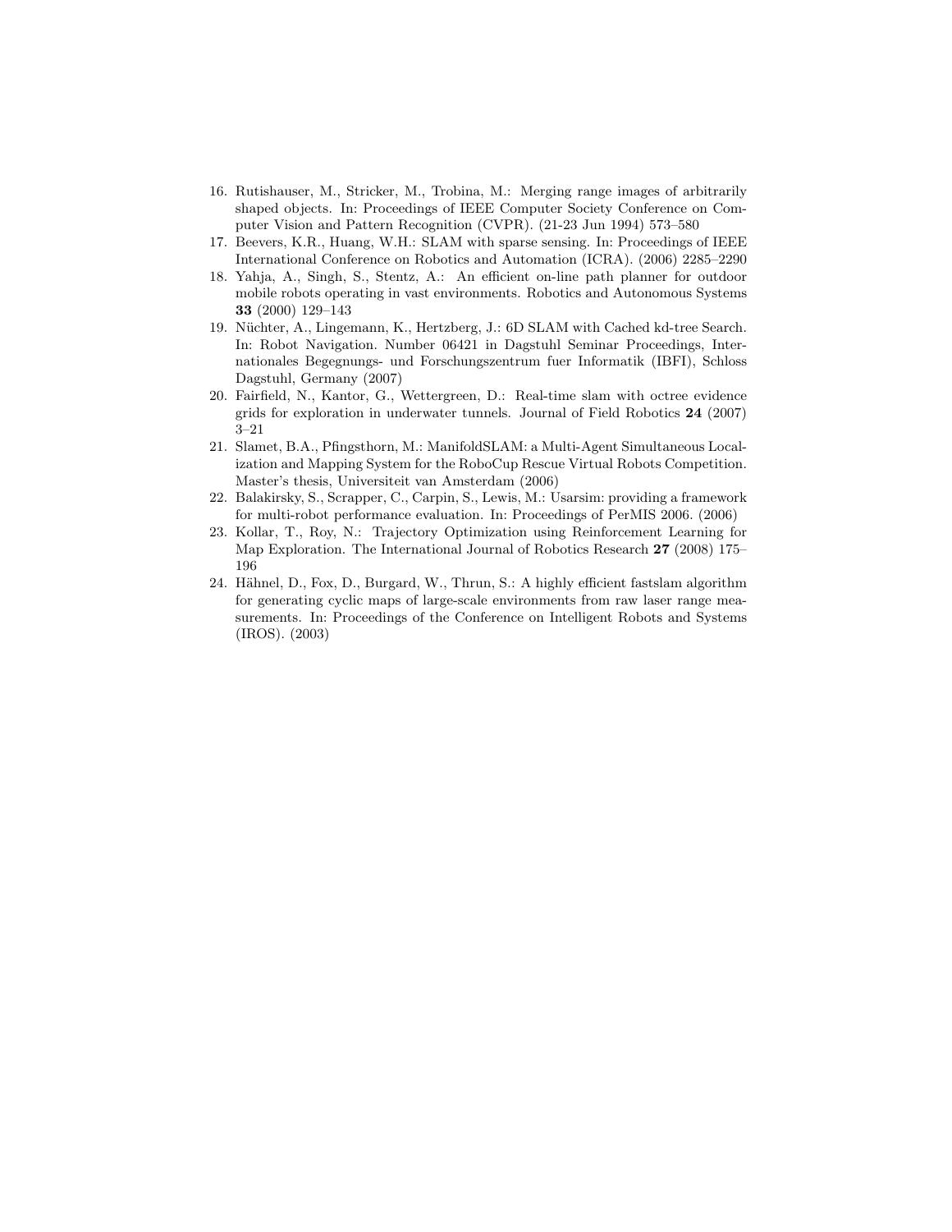16. Rutishauser, M., Stricker, M., Trobina, M.: Merging range images of arbitrarily shaped objects. In: Proceedings of IEEE Computer Society Conference on Computer Vision and Pattern Recognition (CVPR). (21-23 Jun 1994) 573–580
17. Beevers, K.R., Huang, W.H.: SLAM with sparse sensing. In: Proceedings of IEEE International Conference on Robotics and Automation (ICRA). (2006) 2285–2290
18. Yahja, A., Singh, S., Stentz, A.: An efficient on-line path planner for outdoor mobile robots operating in vast environments. Robotics and Autonomous Systems **33** (2000) 129–143
19. Nüchter, A., Lingemann, K., Hertzberg, J.: 6D SLAM with Cached kd-tree Search. In: Robot Navigation. Number 06421 in Dagstuhl Seminar Proceedings, Internationales Begegnungs- und Forschungszentrum fuer Informatik (IBFI), Schloss Dagstuhl, Germany (2007)
20. Fairfield, N., Kantor, G., Wettergreen, D.: Real-time slam with octree evidence grids for exploration in underwater tunnels. Journal of Field Robotics **24** (2007) 3–21
21. Slamet, B.A., Pfingsthorn, M.: ManifoldSLAM: a Multi-Agent Simultaneous Localization and Mapping System for the RoboCup Rescue Virtual Robots Competition. Master's thesis, Universiteit van Amsterdam (2006)
22. Balakirsky, S., Scrapper, C., Carpin, S., Lewis, M.: Usarsim: providing a framework for multi-robot performance evaluation. In: Proceedings of PerMIS 2006. (2006)
23. Kollar, T., Roy, N.: Trajectory Optimization using Reinforcement Learning for Map Exploration. The International Journal of Robotics Research **27** (2008) 175–196
24. Hähnel, D., Fox, D., Burgard, W., Thrun, S.: A highly efficient fastslam algorithm for generating cyclic maps of large-scale environments from raw laser range measurements. In: Proceedings of the Conference on Intelligent Robots and Systems (IROS). (2003)